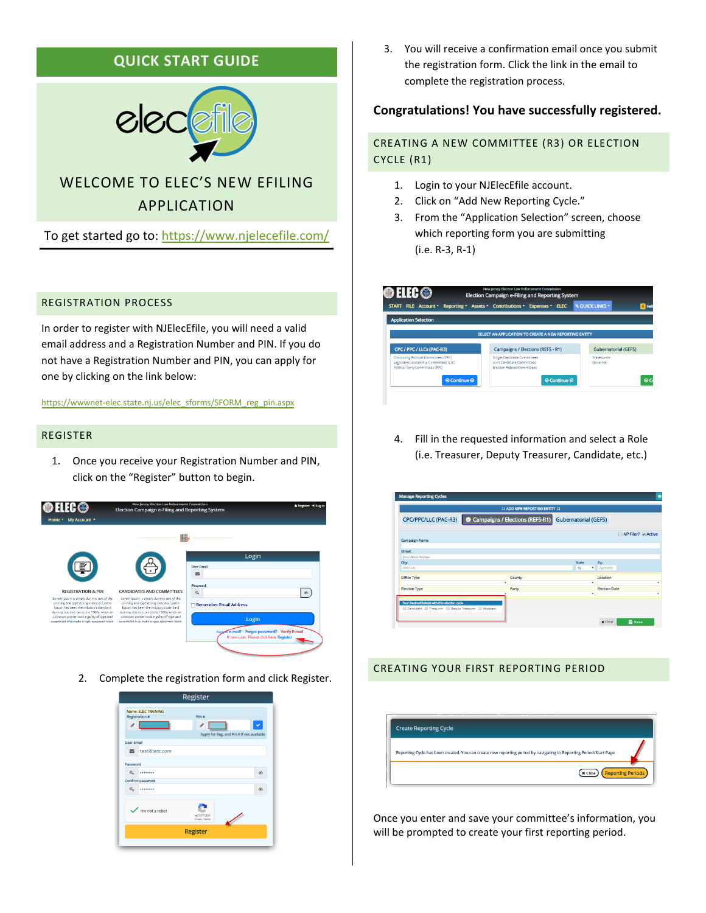# QUICK START GUIDE

## WELCOME TO ELEC'S NEW EFILING APPLICATION

To get started go to: https://www.njelecefile.com/

## REGISTRATION PROCESS

In order to register with NJElecEfile, you will need a valid email address and a Registration Number and PIN. If you do not have a Registration Number and PIN, you can apply for one by clicking on the link below:

https://wwwnet-elec.state.nj.us/elec_sforms/SFORM_reg_pin.aspx

## REGISTER

1. Once you receive your Registration Number and PIN, click on the "Register" button to begin.
2. Complete the registration form and click Register.
3. You will receive a confirmation email once you submit the registration form. Click the link in the email to complete the registration process.

**Congratulations! You have successfully registered.**

## CREATING A NEW COMMITTEE (R3) OR ELECTION CYCLE (R1)

1. Login to your NJElecEfile account.
2. Click on "Add New Reporting Cycle."
3. From the "Application Selection" screen, choose which reporting form you are submitting (i.e. R-3, R-1)
4. Fill in the requested information and select a Role (i.e. Treasurer, Deputy Treasurer, Candidate, etc.)

## CREATING YOUR FIRST REPORTING PERIOD

Once you enter and save your committee's information, you will be prompted to create your first reporting period.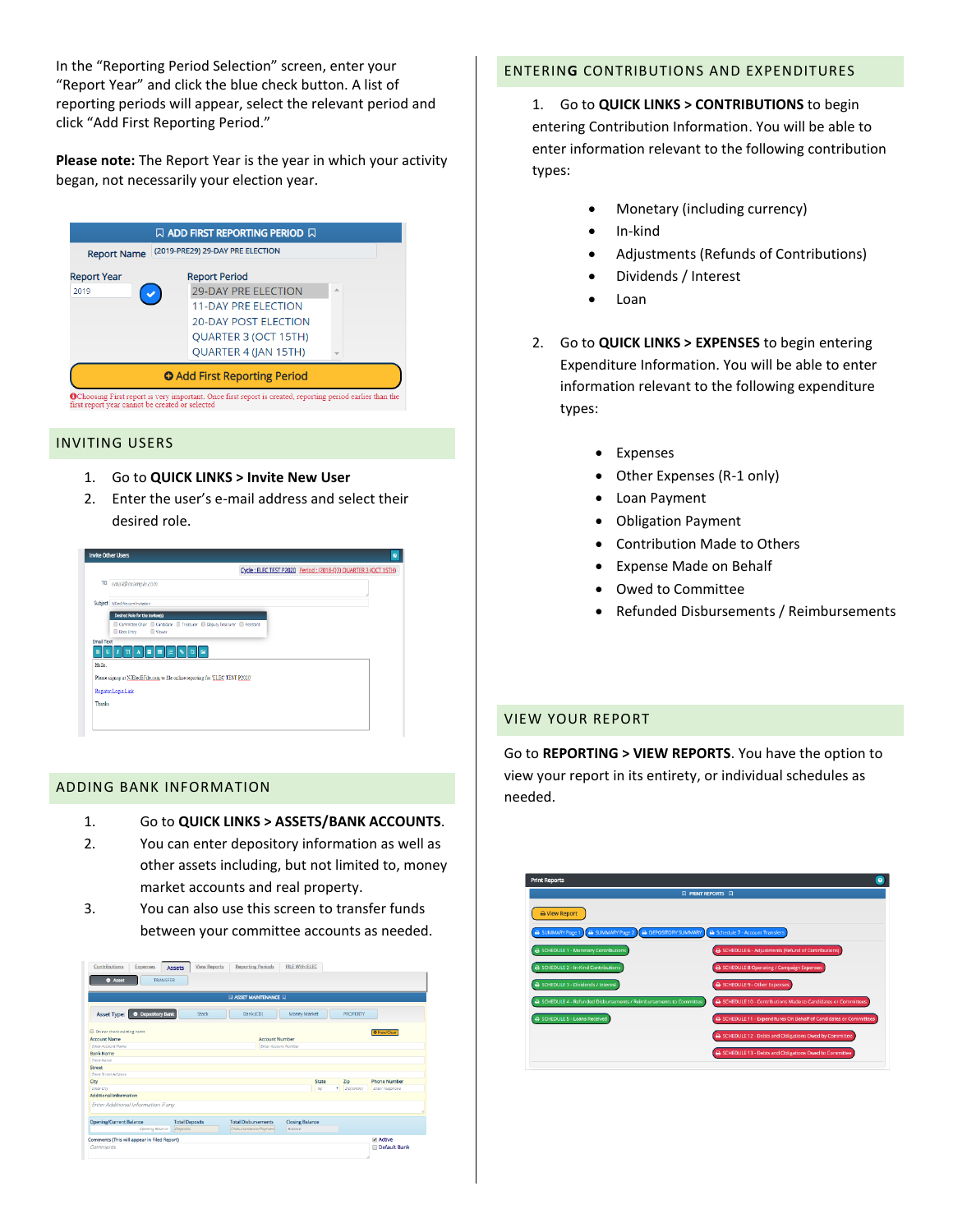In the "Reporting Period Selection" screen, enter your "Report Year" and click the blue check button. A list of reporting periods will appear, select the relevant period and click "Add First Reporting Period."

**Please note:** The Report Year is the year in which your activity began, not necessarily your election year.

## INVITING USERS

1. Go to **QUICK LINKS > Invite New User**
2. Enter the user's e-mail address and select their desired role.

## ADDING BANK INFORMATION

1. Go to **QUICK LINKS > ASSETS/BANK ACCOUNTS**.
2. You can enter depository information as well as other assets including, but not limited to, money market accounts and real property.
3. You can also use this screen to transfer funds between your committee accounts as needed.

## ENTERING CONTRIBUTIONS AND EXPENDITURES

1. Go to **QUICK LINKS > CONTRIBUTIONS** to begin entering Contribution Information. You will be able to enter information relevant to the following contribution types:
   - Monetary (including currency)
   - In-kind
   - Adjustments (Refunds of Contributions)
   - Dividends / Interest
   - Loan
2. Go to **QUICK LINKS > EXPENSES** to begin entering Expenditure Information. You will be able to enter information relevant to the following expenditure types:
   - Expenses
   - Other Expenses (R-1 only)
   - Loan Payment
   - Obligation Payment
   - Contribution Made to Others
   - Expense Made on Behalf
   - Owed to Committee
   - Refunded Disbursements / Reimbursements

## VIEW YOUR REPORT

Go to **REPORTING > VIEW REPORTS**. You have the option to view your report in its entirety, or individual schedules as needed.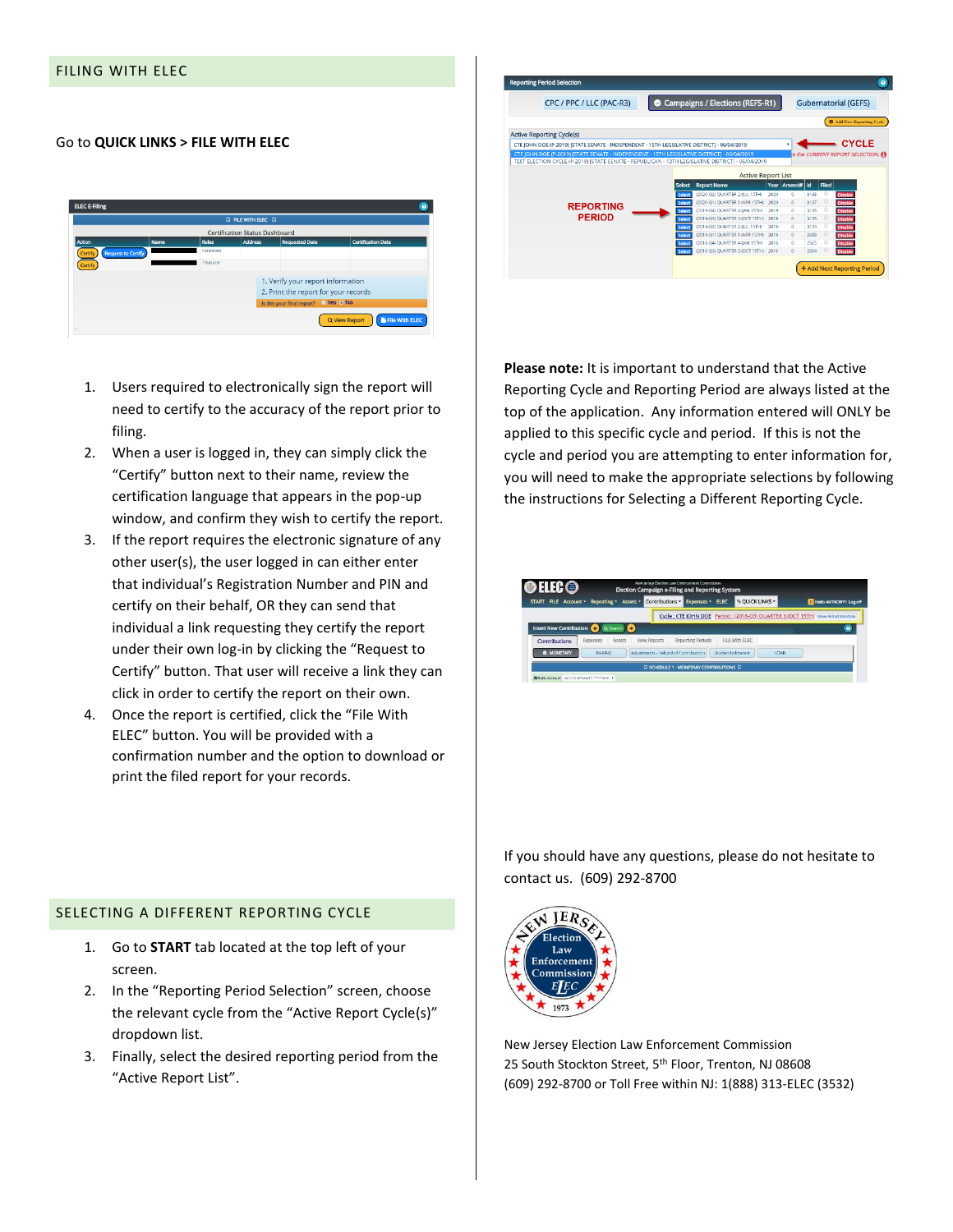## FILING WITH ELEC

Go to **QUICK LINKS > FILE WITH ELEC**

1. Users required to electronically sign the report will need to certify to the accuracy of the report prior to filing.
2. When a user is logged in, they can simply click the “Certify” button next to their name, review the certification language that appears in the pop-up window, and confirm they wish to certify the report.
3. If the report requires the electronic signature of any other user(s), the user logged in can either enter that individual’s Registration Number and PIN and certify on their behalf, OR they can send that individual a link requesting they certify the report under their own log-in by clicking the “Request to Certify” button. That user will receive a link they can click in order to certify the report on their own.
4. Once the report is certified, click the “File With ELEC” button. You will be provided with a confirmation number and the option to download or print the filed report for your records.

## SELECTING A DIFFERENT REPORTING CYCLE

1. Go to **START** tab located at the top left of your screen.
2. In the “Reporting Period Selection” screen, choose the relevant cycle from the “Active Report Cycle(s)” dropdown list.
3. Finally, select the desired reporting period from the “Active Report List”.

**Please note:** It is important to understand that the Active Reporting Cycle and Reporting Period are always listed at the top of the application. Any information entered will ONLY be applied to this specific cycle and period. If this is not the cycle and period you are attempting to enter information for, you will need to make the appropriate selections by following the instructions for Selecting a Different Reporting Cycle.

If you should have any questions, please do not hesitate to contact us. (609) 292-8700

New Jersey Election Law Enforcement Commission
25 South Stockton Street, 5th Floor, Trenton, NJ 08608
(609) 292-8700 or Toll Free within NJ: 1(888) 313-ELEC (3532)